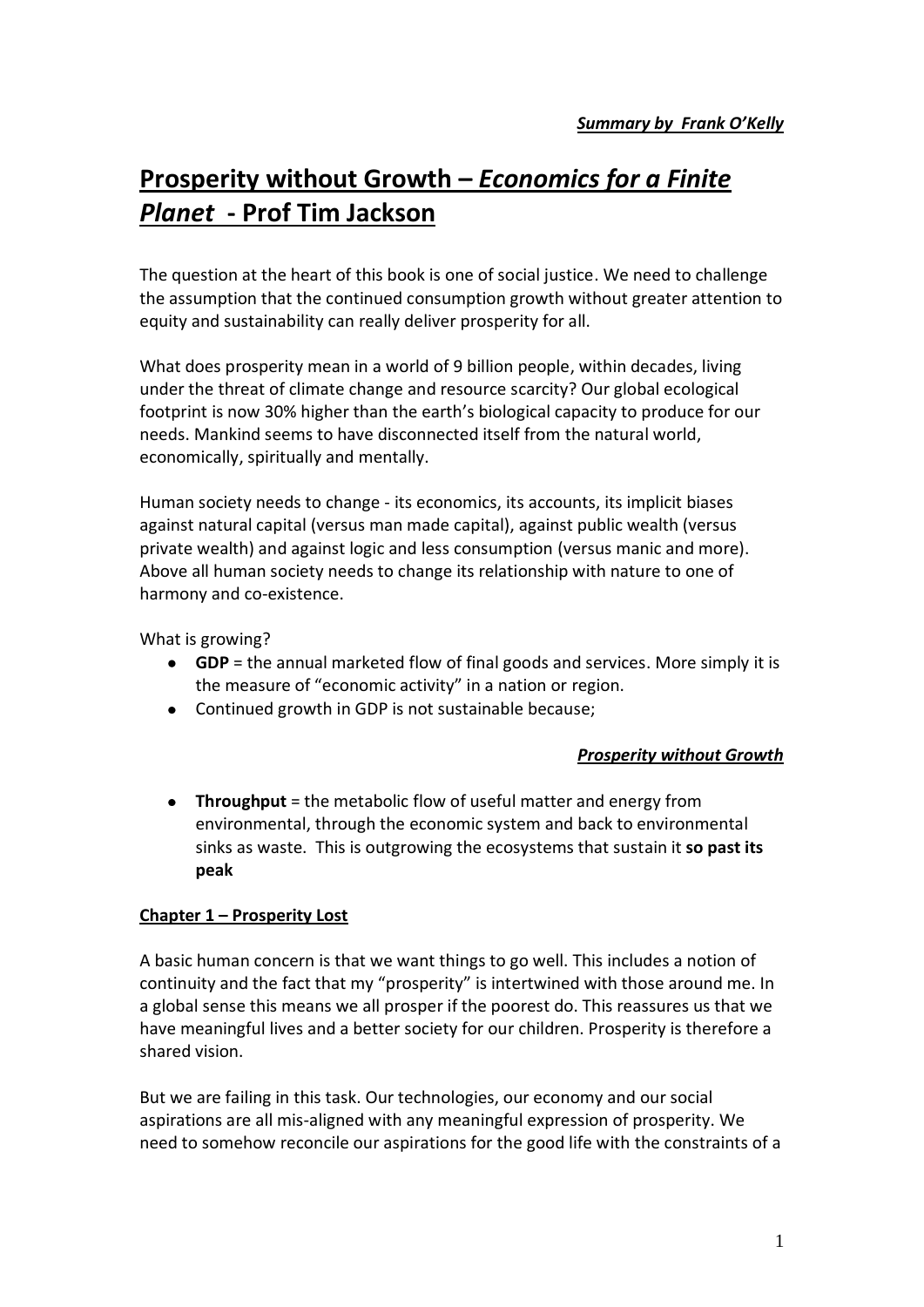***Summary by Frank O'Kelly***

# Prosperity without Growth – *Economics for a Finite Planet* - Prof Tim Jackson

The question at the heart of this book is one of social justice. We need to challenge the assumption that the continued consumption growth without greater attention to equity and sustainability can really deliver prosperity for all.

What does prosperity mean in a world of 9 billion people, within decades, living under the threat of climate change and resource scarcity? Our global ecological footprint is now 30% higher than the earth's biological capacity to produce for our needs. Mankind seems to have disconnected itself from the natural world, economically, spiritually and mentally.

Human society needs to change - its economics, its accounts, its implicit biases against natural capital (versus man made capital), against public wealth (versus private wealth) and against logic and less consumption (versus manic and more). Above all human society needs to change its relationship with nature to one of harmony and co-existence.

What is growing?

- **GDP** = the annual marketed flow of final goods and services. More simply it is the measure of "economic activity" in a nation or region.
- Continued growth in GDP is not sustainable because;

***Prosperity without Growth***

- **Throughput** = the metabolic flow of useful matter and energy from environmental, through the economic system and back to environmental sinks as waste. This is outgrowing the ecosystems that sustain it **so past its peak**

## Chapter 1 – Prosperity Lost

A basic human concern is that we want things to go well. This includes a notion of continuity and the fact that my "prosperity" is intertwined with those around me. In a global sense this means we all prosper if the poorest do. This reassures us that we have meaningful lives and a better society for our children. Prosperity is therefore a shared vision.

But we are failing in this task. Our technologies, our economy and our social aspirations are all mis-aligned with any meaningful expression of prosperity. We need to somehow reconcile our aspirations for the good life with the constraints of a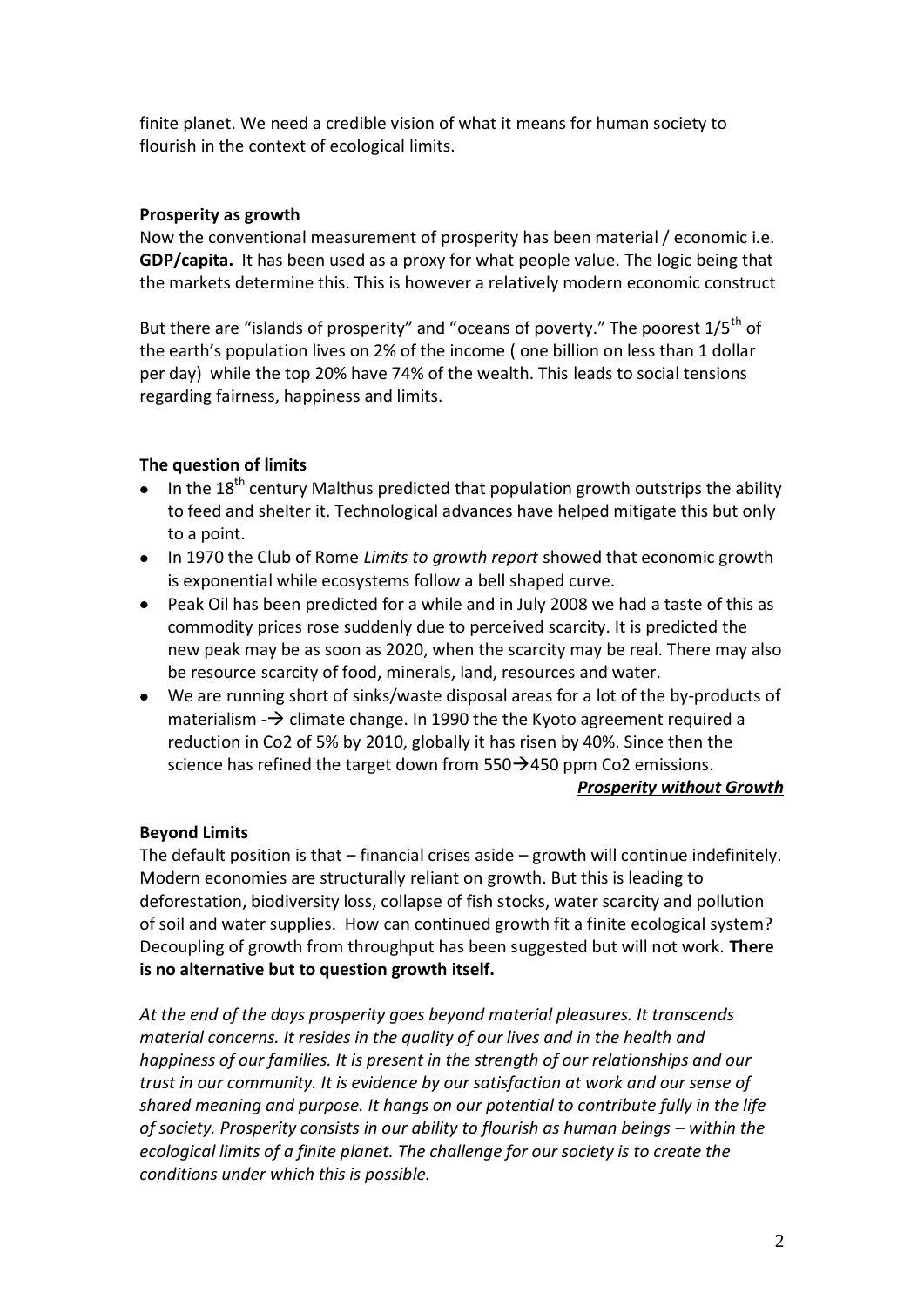finite planet. We need a credible vision of what it means for human society to flourish in the context of ecological limits.

**Prosperity as growth**

Now the conventional measurement of prosperity has been material / economic i.e. **GDP/capita.** It has been used as a proxy for what people value. The logic being that the markets determine this. This is however a relatively modern economic construct

But there are "islands of prosperity" and "oceans of poverty." The poorest 1/5$^{th}$ of the earth's population lives on 2% of the income ( one billion on less than 1 dollar per day) while the top 20% have 74% of the wealth. This leads to social tensions regarding fairness, happiness and limits.

**The question of limits**

- In the 18$^{th}$ century Malthus predicted that population growth outstrips the ability to feed and shelter it. Technological advances have helped mitigate this but only to a point.
- In 1970 the Club of Rome *Limits to growth report* showed that economic growth is exponential while ecosystems follow a bell shaped curve.
- Peak Oil has been predicted for a while and in July 2008 we had a taste of this as commodity prices rose suddenly due to perceived scarcity. It is predicted the new peak may be as soon as 2020, when the scarcity may be real. There may also be resource scarcity of food, minerals, land, resources and water.
- We are running short of sinks/waste disposal areas for a lot of the by-products of materialism -→ climate change. In 1990 the the Kyoto agreement required a reduction in $CO_2$ of 5% by 2010, globally it has risen by 40%. Since then the science has refined the target down from 550→450 ppm $CO_2$ emissions.

***Prosperity without Growth***

**Beyond Limits**

The default position is that – financial crises aside – growth will continue indefinitely. Modern economies are structurally reliant on growth. But this is leading to deforestation, biodiversity loss, collapse of fish stocks, water scarcity and pollution of soil and water supplies. How can continued growth fit a finite ecological system? Decoupling of growth from throughput has been suggested but will not work. **There is no alternative but to question growth itself.**

*At the end of the days prosperity goes beyond material pleasures. It transcends material concerns. It resides in the quality of our lives and in the health and happiness of our families. It is present in the strength of our relationships and our trust in our community. It is evidence by our satisfaction at work and our sense of shared meaning and purpose. It hangs on our potential to contribute fully in the life of society. Prosperity consists in our ability to flourish as human beings – within the ecological limits of a finite planet. The challenge for our society is to create the conditions under which this is possible.*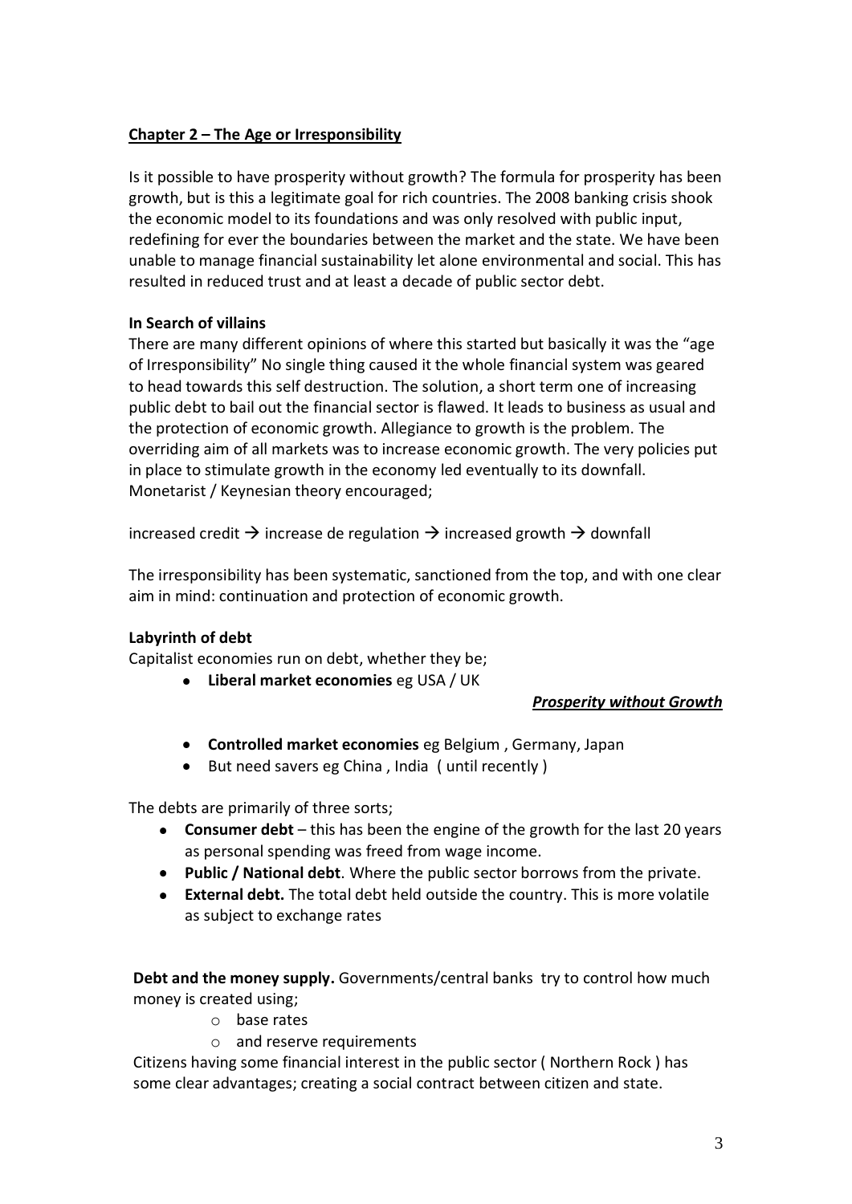## Chapter 2 – The Age or Irresponsibility

Is it possible to have prosperity without growth? The formula for prosperity has been growth, but is this a legitimate goal for rich countries. The 2008 banking crisis shook the economic model to its foundations and was only resolved with public input, redefining for ever the boundaries between the market and the state. We have been unable to manage financial sustainability let alone environmental and social. This has resulted in reduced trust and at least a decade of public sector debt.

### In Search of villains

There are many different opinions of where this started but basically it was the "age of Irresponsibility" No single thing caused it the whole financial system was geared to head towards this self destruction. The solution, a short term one of increasing public debt to bail out the financial sector is flawed. It leads to business as usual and the protection of economic growth. Allegiance to growth is the problem. The overriding aim of all markets was to increase economic growth. The very policies put in place to stimulate growth in the economy led eventually to its downfall. Monetarist / Keynesian theory encouraged;

increased credit → increase de regulation → increased growth → downfall

The irresponsibility has been systematic, sanctioned from the top, and with one clear aim in mind: continuation and protection of economic growth.

### Labyrinth of debt

Capitalist economies run on debt, whether they be;

- **Liberal market economies** eg USA / UK
- **Controlled market economies** eg Belgium , Germany, Japan
- But need savers eg China , India ( until recently )

The debts are primarily of three sorts;

- **Consumer debt** – this has been the engine of the growth for the last 20 years as personal spending was freed from wage income.
- **Public / National debt**. Where the public sector borrows from the private.
- **External debt.** The total debt held outside the country. This is more volatile as subject to exchange rates

**Debt and the money supply.** Governments/central banks try to control how much money is created using;

- base rates
- and reserve requirements

Citizens having some financial interest in the public sector ( Northern Rock ) has some clear advantages; creating a social contract between citizen and state.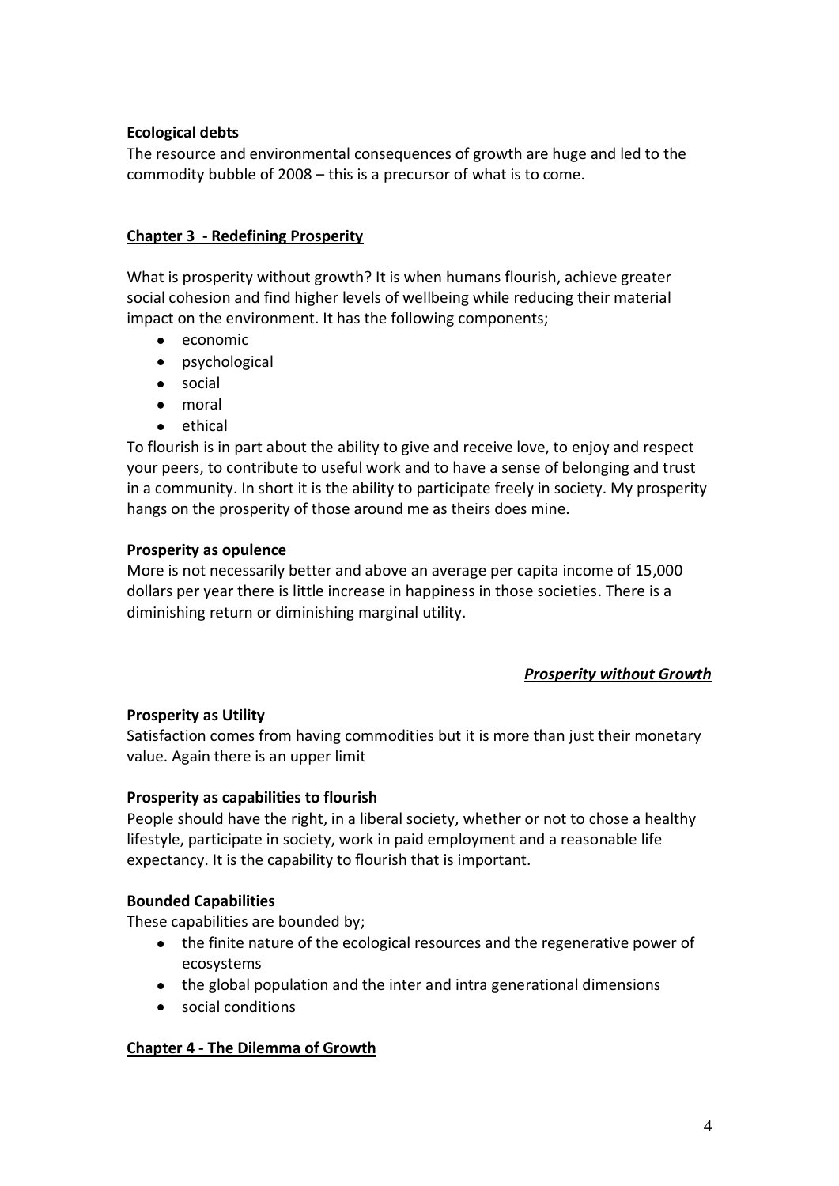**Ecological debts**

The resource and environmental consequences of growth are huge and led to the commodity bubble of 2008 – this is a precursor of what is to come.

## Chapter 3 - Redefining Prosperity

What is prosperity without growth? It is when humans flourish, achieve greater social cohesion and find higher levels of wellbeing while reducing their material impact on the environment. It has the following components;

- economic
- psychological
- social
- moral
- ethical

To flourish is in part about the ability to give and receive love, to enjoy and respect your peers, to contribute to useful work and to have a sense of belonging and trust in a community. In short it is the ability to participate freely in society. My prosperity hangs on the prosperity of those around me as theirs does mine.

**Prosperity as opulence**

More is not necessarily better and above an average per capita income of 15,000 dollars per year there is little increase in happiness in those societies. There is a diminishing return or diminishing marginal utility.

**Prosperity as Utility**

Satisfaction comes from having commodities but it is more than just their monetary value. Again there is an upper limit

**Prosperity as capabilities to flourish**

People should have the right, in a liberal society, whether or not to chose a healthy lifestyle, participate in society, work in paid employment and a reasonable life expectancy. It is the capability to flourish that is important.

**Bounded Capabilities**

These capabilities are bounded by;

- the finite nature of the ecological resources and the regenerative power of ecosystems
- the global population and the inter and intra generational dimensions
- social conditions

## Chapter 4 - The Dilemma of Growth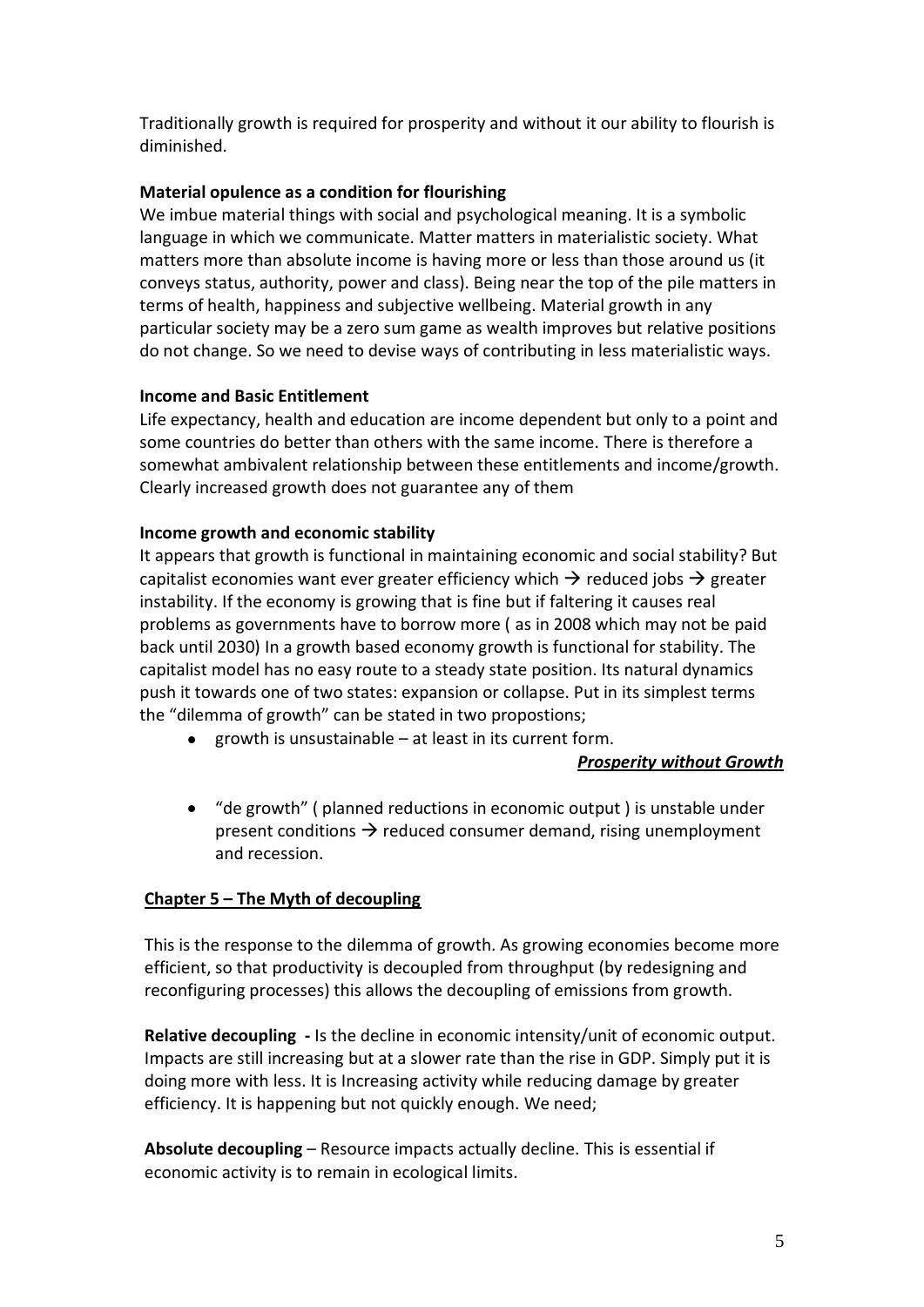Traditionally growth is required for prosperity and without it our ability to flourish is diminished.

**Material opulence as a condition for flourishing**

We imbue material things with social and psychological meaning. It is a symbolic language in which we communicate. Matter matters in materialistic society. What matters more than absolute income is having more or less than those around us (it conveys status, authority, power and class). Being near the top of the pile matters in terms of health, happiness and subjective wellbeing. Material growth in any particular society may be a zero sum game as wealth improves but relative positions do not change. So we need to devise ways of contributing in less materialistic ways.

**Income and Basic Entitlement**

Life expectancy, health and education are income dependent but only to a point and some countries do better than others with the same income. There is therefore a somewhat ambivalent relationship between these entitlements and income/growth. Clearly increased growth does not guarantee any of them

**Income growth and economic stability**

It appears that growth is functional in maintaining economic and social stability? But capitalist economies want ever greater efficiency which → reduced jobs → greater instability. If the economy is growing that is fine but if faltering it causes real problems as governments have to borrow more ( as in 2008 which may not be paid back until 2030) In a growth based economy growth is functional for stability. The capitalist model has no easy route to a steady state position. Its natural dynamics push it towards one of two states: expansion or collapse. Put in its simplest terms the "dilemma of growth" can be stated in two propostions;

- growth is unsustainable – at least in its current form.

***Prosperity without Growth***

- "de growth" ( planned reductions in economic output ) is unstable under present conditions → reduced consumer demand, rising unemployment and recession.

## Chapter 5 – The Myth of decoupling

This is the response to the dilemma of growth. As growing economies become more efficient, so that productivity is decoupled from throughput (by redesigning and reconfiguring processes) this allows the decoupling of emissions from growth.

**Relative decoupling -** Is the decline in economic intensity/unit of economic output. Impacts are still increasing but at a slower rate than the rise in GDP. Simply put it is doing more with less. It is Increasing activity while reducing damage by greater efficiency. It is happening but not quickly enough. We need;

**Absolute decoupling** – Resource impacts actually decline. This is essential if economic activity is to remain in ecological limits.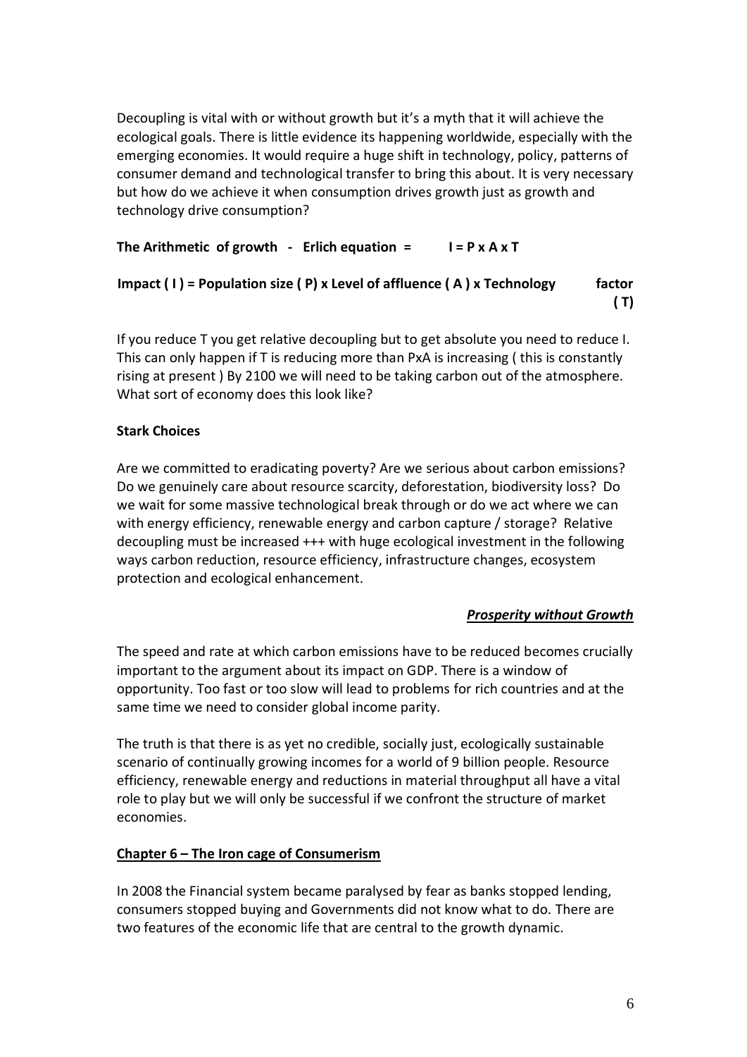Decoupling is vital with or without growth but it's a myth that it will achieve the ecological goals. There is little evidence its happening worldwide, especially with the emerging economies. It would require a huge shift in technology, policy, patterns of consumer demand and technological transfer to bring this about. It is very necessary but how do we achieve it when consumption drives growth just as growth and technology drive consumption?

**The Arithmetic of growth - Erlich equation = $I = P \times A \times T$**

**Impact ( I ) = Population size ( P) x Level of affluence ( A ) x Technology factor ( T)**

If you reduce T you get relative decoupling but to get absolute you need to reduce I. This can only happen if T is reducing more than PxA is increasing ( this is constantly rising at present ) By 2100 we will need to be taking carbon out of the atmosphere. What sort of economy does this look like?

**Stark Choices**

Are we committed to eradicating poverty? Are we serious about carbon emissions? Do we genuinely care about resource scarcity, deforestation, biodiversity loss? Do we wait for some massive technological break through or do we act where we can with energy efficiency, renewable energy and carbon capture / storage? Relative decoupling must be increased +++ with huge ecological investment in the following ways carbon reduction, resource efficiency, infrastructure changes, ecosystem protection and ecological enhancement.

***Prosperity without Growth***

The speed and rate at which carbon emissions have to be reduced becomes crucially important to the argument about its impact on GDP. There is a window of opportunity. Too fast or too slow will lead to problems for rich countries and at the same time we need to consider global income parity.

The truth is that there is as yet no credible, socially just, ecologically sustainable scenario of continually growing incomes for a world of 9 billion people. Resource efficiency, renewable energy and reductions in material throughput all have a vital role to play but we will only be successful if we confront the structure of market economies.

**Chapter 6 – The Iron cage of Consumerism**

In 2008 the Financial system became paralysed by fear as banks stopped lending, consumers stopped buying and Governments did not know what to do. There are two features of the economic life that are central to the growth dynamic.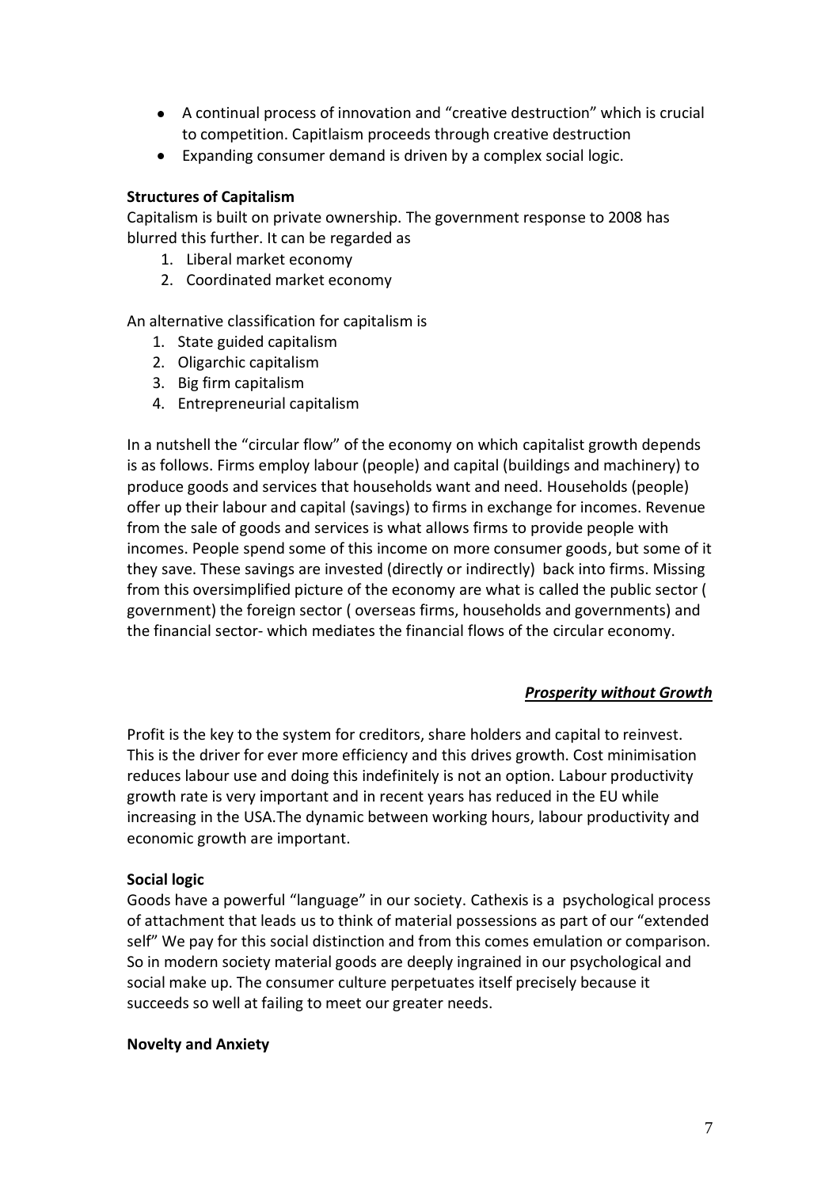- A continual process of innovation and "creative destruction" which is crucial to competition. Capitlaism proceeds through creative destruction
- Expanding consumer demand is driven by a complex social logic.

**Structures of Capitalism**

Capitalism is built on private ownership. The government response to 2008 has blurred this further. It can be regarded as

1. Liberal market economy
2. Coordinated market economy

An alternative classification for capitalism is

1. State guided capitalism
2. Oligarchic capitalism
3. Big firm capitalism
4. Entrepreneurial capitalism

In a nutshell the "circular flow" of the economy on which capitalist growth depends is as follows. Firms employ labour (people) and capital (buildings and machinery) to produce goods and services that households want and need. Households (people) offer up their labour and capital (savings) to firms in exchange for incomes. Revenue from the sale of goods and services is what allows firms to provide people with incomes. People spend some of this income on more consumer goods, but some of it they save. These savings are invested (directly or indirectly) back into firms. Missing from this oversimplified picture of the economy are what is called the public sector ( government) the foreign sector ( overseas firms, households and governments) and the financial sector- which mediates the financial flows of the circular economy.

***Prosperity without Growth***

Profit is the key to the system for creditors, share holders and capital to reinvest. This is the driver for ever more efficiency and this drives growth. Cost minimisation reduces labour use and doing this indefinitely is not an option. Labour productivity growth rate is very important and in recent years has reduced in the EU while increasing in the USA.The dynamic between working hours, labour productivity and economic growth are important.

**Social logic**

Goods have a powerful "language" in our society. Cathexis is a psychological process of attachment that leads us to think of material possessions as part of our "extended self" We pay for this social distinction and from this comes emulation or comparison. So in modern society material goods are deeply ingrained in our psychological and social make up. The consumer culture perpetuates itself precisely because it succeeds so well at failing to meet our greater needs.

**Novelty and Anxiety**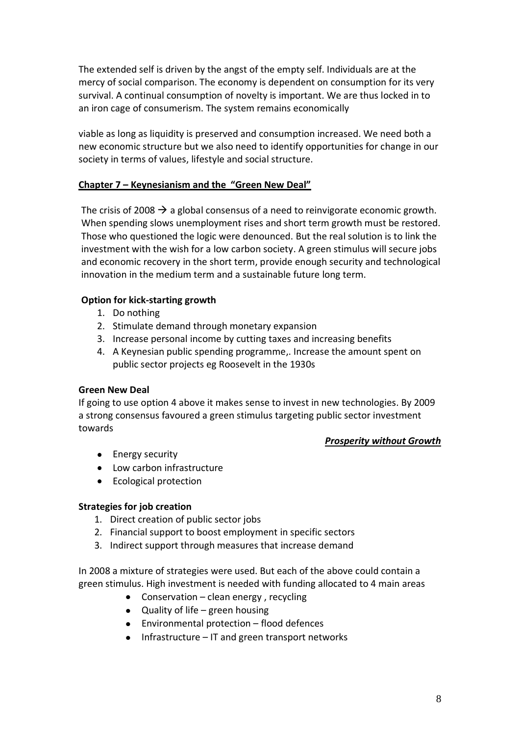The extended self is driven by the angst of the empty self. Individuals are at the mercy of social comparison. The economy is dependent on consumption for its very survival. A continual consumption of novelty is important. We are thus locked in to an iron cage of consumerism. The system remains economically

viable as long as liquidity is preserved and consumption increased. We need both a new economic structure but we also need to identify opportunities for change in our society in terms of values, lifestyle and social structure.

## Chapter 7 – Keynesianism and the "Green New Deal"

The crisis of 2008 → a global consensus of a need to reinvigorate economic growth. When spending slows unemployment rises and short term growth must be restored. Those who questioned the logic were denounced. But the real solution is to link the investment with the wish for a low carbon society. A green stimulus will secure jobs and economic recovery in the short term, provide enough security and technological innovation in the medium term and a sustainable future long term.

**Option for kick-starting growth**

1. Do nothing
2. Stimulate demand through monetary expansion
3. Increase personal income by cutting taxes and increasing benefits
4. A Keynesian public spending programme,. Increase the amount spent on public sector projects eg Roosevelt in the 1930s

**Green New Deal**

If going to use option 4 above it makes sense to invest in new technologies. By 2009 a strong consensus favoured a green stimulus targeting public sector investment towards

***Prosperity without Growth***

- Energy security
- Low carbon infrastructure
- Ecological protection

**Strategies for job creation**

1. Direct creation of public sector jobs
2. Financial support to boost employment in specific sectors
3. Indirect support through measures that increase demand

In 2008 a mixture of strategies were used. But each of the above could contain a green stimulus. High investment is needed with funding allocated to 4 main areas

- Conservation – clean energy , recycling
- Quality of life – green housing
- Environmental protection – flood defences
- Infrastructure – IT and green transport networks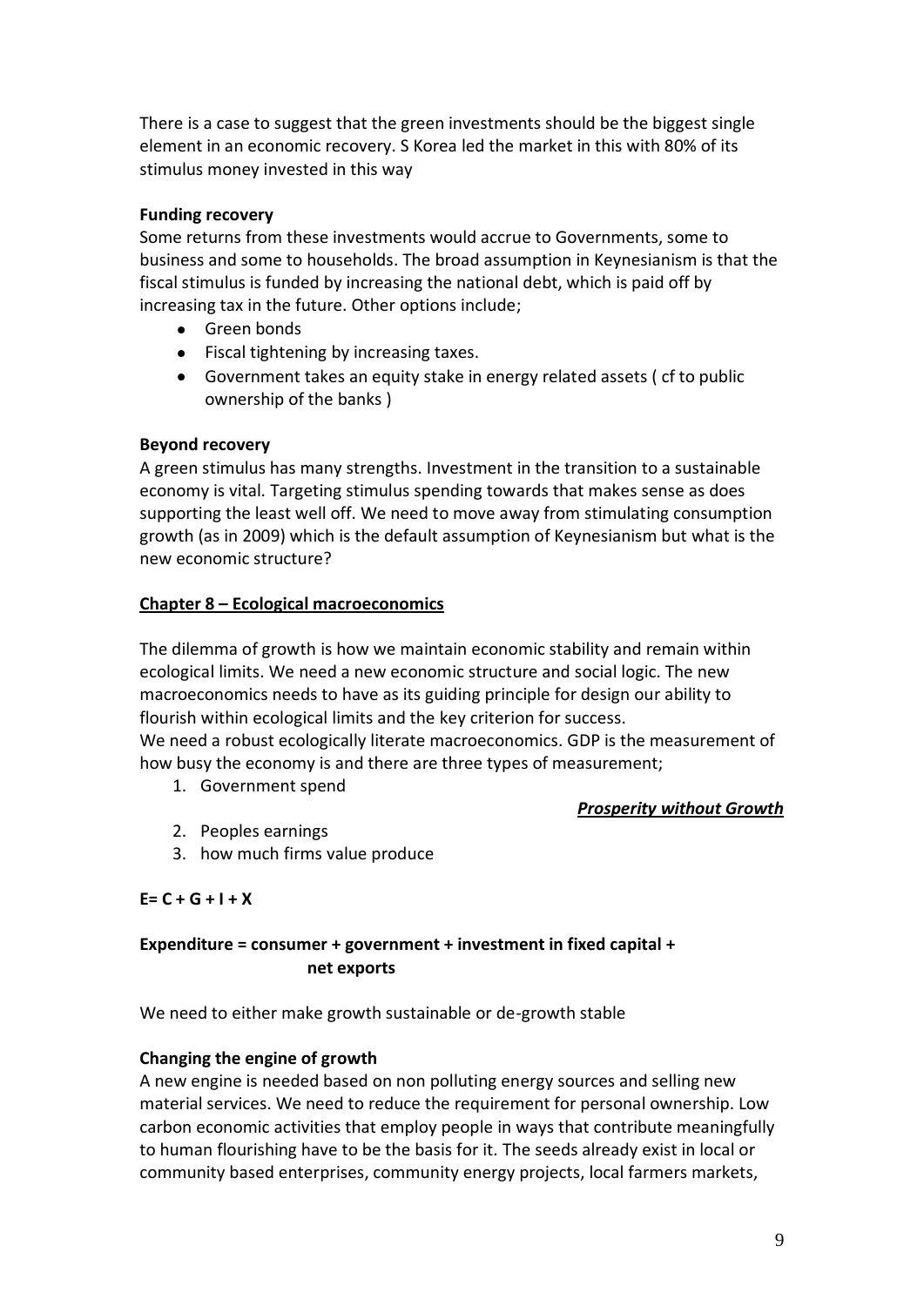There is a case to suggest that the green investments should be the biggest single element in an economic recovery. S Korea led the market in this with 80% of its stimulus money invested in this way

**Funding recovery**

Some returns from these investments would accrue to Governments, some to business and some to households. The broad assumption in Keynesianism is that the fiscal stimulus is funded by increasing the national debt, which is paid off by increasing tax in the future. Other options include;

- Green bonds
- Fiscal tightening by increasing taxes.
- Government takes an equity stake in energy related assets ( cf to public ownership of the banks )

**Beyond recovery**

A green stimulus has many strengths. Investment in the transition to a sustainable economy is vital. Targeting stimulus spending towards that makes sense as does supporting the least well off. We need to move away from stimulating consumption growth (as in 2009) which is the default assumption of Keynesianism but what is the new economic structure?

## Chapter 8 – Ecological macroeconomics

The dilemma of growth is how we maintain economic stability and remain within ecological limits. We need a new economic structure and social logic. The new macroeconomics needs to have as its guiding principle for design our ability to flourish within ecological limits and the key criterion for success.

We need a robust ecologically literate macroeconomics. GDP is the measurement of how busy the economy is and there are three types of measurement;

1. Government spend
2. Peoples earnings
3. how much firms value produce

$$E = C + G + I + X$$

**Expenditure = consumer + government + investment in fixed capital + net exports**

We need to either make growth sustainable or de-growth stable

**Changing the engine of growth**

A new engine is needed based on non polluting energy sources and selling new material services. We need to reduce the requirement for personal ownership. Low carbon economic activities that employ people in ways that contribute meaningfully to human flourishing have to be the basis for it. The seeds already exist in local or community based enterprises, community energy projects, local farmers markets,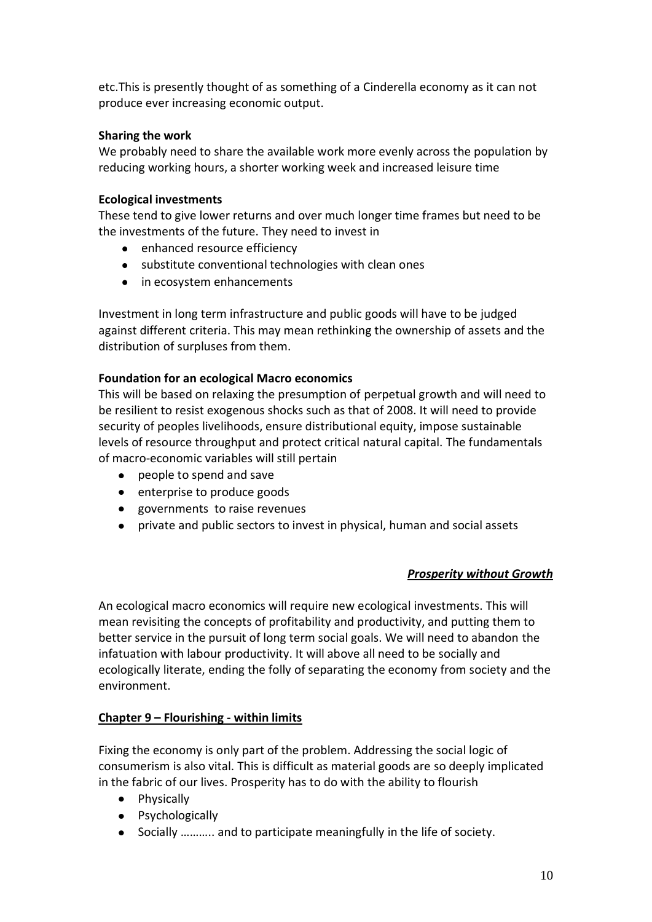etc.This is presently thought of as something of a Cinderella economy as it can not produce ever increasing economic output.

**Sharing the work**

We probably need to share the available work more evenly across the population by reducing working hours, a shorter working week and increased leisure time

**Ecological investments**

These tend to give lower returns and over much longer time frames but need to be the investments of the future. They need to invest in

- enhanced resource efficiency
- substitute conventional technologies with clean ones
- in ecosystem enhancements

Investment in long term infrastructure and public goods will have to be judged against different criteria. This may mean rethinking the ownership of assets and the distribution of surpluses from them.

**Foundation for an ecological Macro economics**

This will be based on relaxing the presumption of perpetual growth and will need to be resilient to resist exogenous shocks such as that of 2008. It will need to provide security of peoples livelihoods, ensure distributional equity, impose sustainable levels of resource throughput and protect critical natural capital. The fundamentals of macro-economic variables will still pertain

- people to spend and save
- enterprise to produce goods
- governments to raise revenues
- private and public sectors to invest in physical, human and social assets

***Prosperity without Growth***

An ecological macro economics will require new ecological investments. This will mean revisiting the concepts of profitability and productivity, and putting them to better service in the pursuit of long term social goals. We will need to abandon the infatuation with labour productivity. It will above all need to be socially and ecologically literate, ending the folly of separating the economy from society and the environment.

## Chapter 9 – Flourishing - within limits

Fixing the economy is only part of the problem. Addressing the social logic of consumerism is also vital. This is difficult as material goods are so deeply implicated in the fabric of our lives. Prosperity has to do with the ability to flourish

- Physically
- Psychologically
- Socially ……….. and to participate meaningfully in the life of society.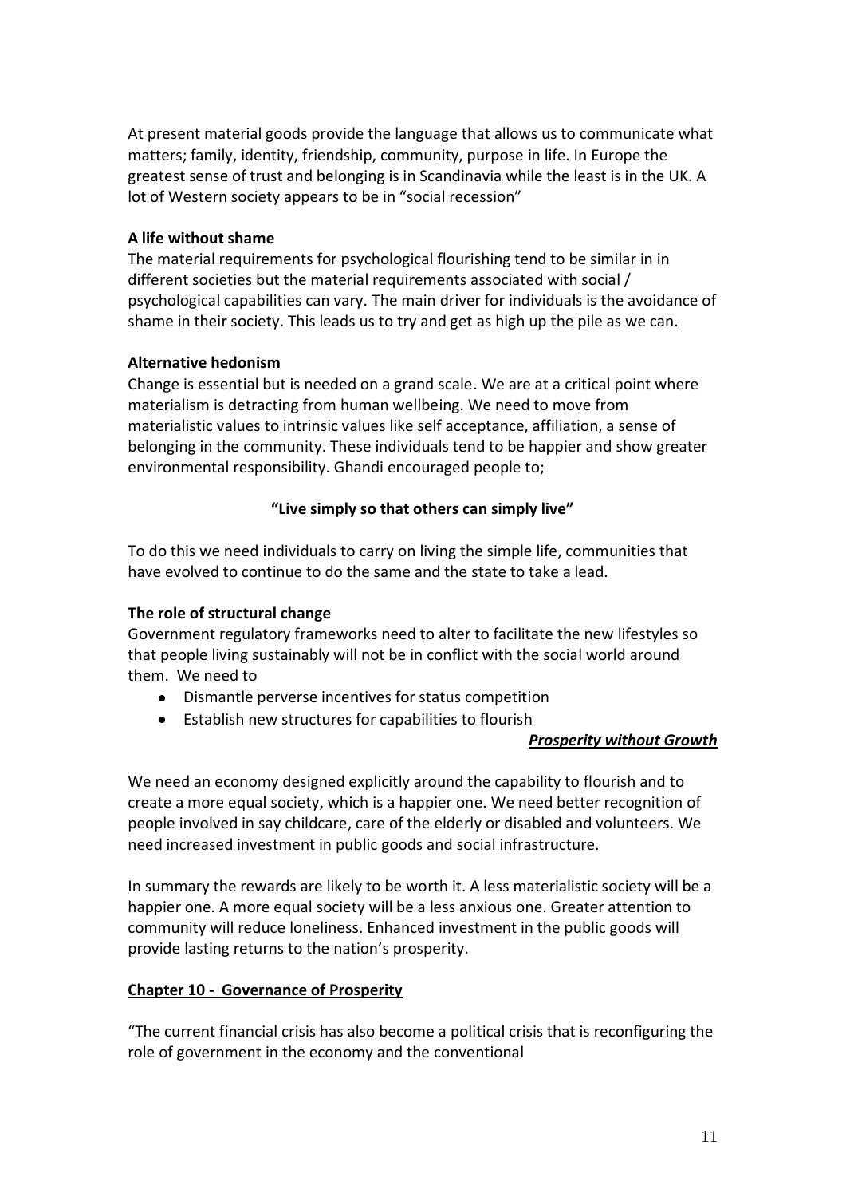At present material goods provide the language that allows us to communicate what matters; family, identity, friendship, community, purpose in life. In Europe the greatest sense of trust and belonging is in Scandinavia while the least is in the UK. A lot of Western society appears to be in "social recession"

**A life without shame**

The material requirements for psychological flourishing tend to be similar in in different societies but the material requirements associated with social / psychological capabilities can vary. The main driver for individuals is the avoidance of shame in their society. This leads us to try and get as high up the pile as we can.

**Alternative hedonism**

Change is essential but is needed on a grand scale. We are at a critical point where materialism is detracting from human wellbeing. We need to move from materialistic values to intrinsic values like self acceptance, affiliation, a sense of belonging in the community. These individuals tend to be happier and show greater environmental responsibility. Ghandi encouraged people to;

**"Live simply so that others can simply live"**

To do this we need individuals to carry on living the simple life, communities that have evolved to continue to do the same and the state to take a lead.

**The role of structural change**

Government regulatory frameworks need to alter to facilitate the new lifestyles so that people living sustainably will not be in conflict with the social world around them. We need to

- Dismantle perverse incentives for status competition
- Establish new structures for capabilities to flourish

***Prosperity without Growth***

We need an economy designed explicitly around the capability to flourish and to create a more equal society, which is a happier one. We need better recognition of people involved in say childcare, care of the elderly or disabled and volunteers. We need increased investment in public goods and social infrastructure.

In summary the rewards are likely to be worth it. A less materialistic society will be a happier one. A more equal society will be a less anxious one. Greater attention to community will reduce loneliness. Enhanced investment in the public goods will provide lasting returns to the nation's prosperity.

## Chapter 10 - Governance of Prosperity

"The current financial crisis has also become a political crisis that is reconfiguring the role of government in the economy and the conventional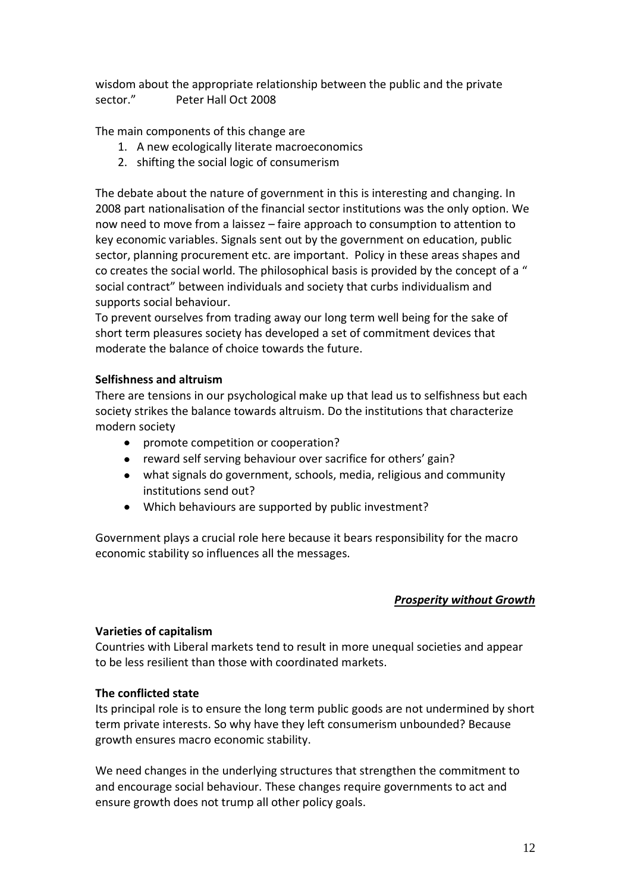wisdom about the appropriate relationship between the public and the private sector."      Peter Hall Oct 2008

The main components of this change are

1. A new ecologically literate macroeconomics
2. shifting the social logic of consumerism

The debate about the nature of government in this is interesting and changing. In 2008 part nationalisation of the financial sector institutions was the only option. We now need to move from a laissez – faire approach to consumption to attention to key economic variables. Signals sent out by the government on education, public sector, planning procurement etc. are important. Policy in these areas shapes and co creates the social world. The philosophical basis is provided by the concept of a " social contract" between individuals and society that curbs individualism and supports social behaviour.

To prevent ourselves from trading away our long term well being for the sake of short term pleasures society has developed a set of commitment devices that moderate the balance of choice towards the future.

**Selfishness and altruism**

There are tensions in our psychological make up that lead us to selfishness but each society strikes the balance towards altruism. Do the institutions that characterize modern society

- promote competition or cooperation?
- reward self serving behaviour over sacrifice for others' gain?
- what signals do government, schools, media, religious and community institutions send out?
- Which behaviours are supported by public investment?

Government plays a crucial role here because it bears responsibility for the macro economic stability so influences all the messages.

***Prosperity without Growth***

**Varieties of capitalism**

Countries with Liberal markets tend to result in more unequal societies and appear to be less resilient than those with coordinated markets.

**The conflicted state**

Its principal role is to ensure the long term public goods are not undermined by short term private interests. So why have they left consumerism unbounded? Because growth ensures macro economic stability.

We need changes in the underlying structures that strengthen the commitment to and encourage social behaviour. These changes require governments to act and ensure growth does not trump all other policy goals.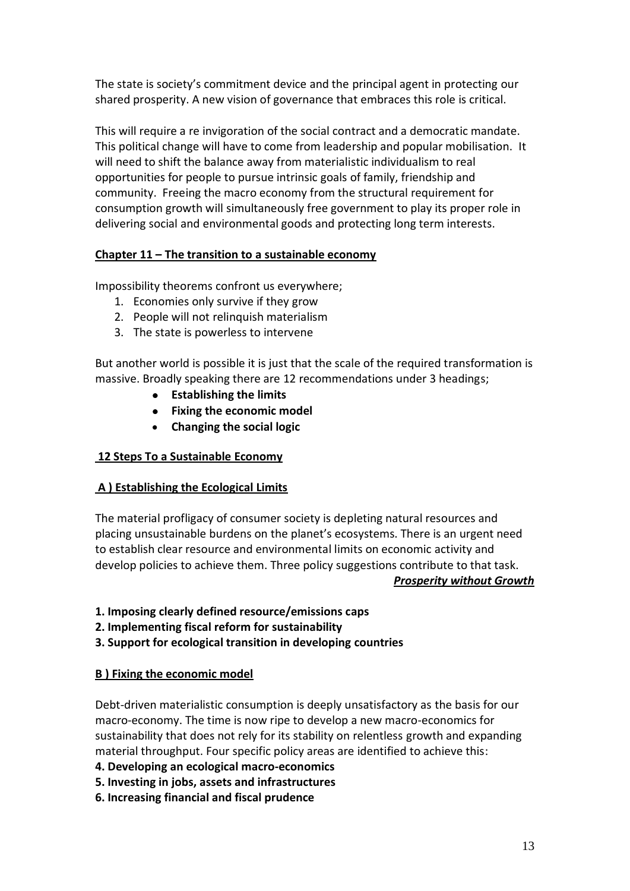The state is society's commitment device and the principal agent in protecting our shared prosperity. A new vision of governance that embraces this role is critical.

This will require a re invigoration of the social contract and a democratic mandate. This political change will have to come from leadership and popular mobilisation. It will need to shift the balance away from materialistic individualism to real opportunities for people to pursue intrinsic goals of family, friendship and community. Freeing the macro economy from the structural requirement for consumption growth will simultaneously free government to play its proper role in delivering social and environmental goods and protecting long term interests.

## Chapter 11 – The transition to a sustainable economy

Impossibility theorems confront us everywhere;

1. Economies only survive if they grow
2. People will not relinquish materialism
3. The state is powerless to intervene

But another world is possible it is just that the scale of the required transformation is massive. Broadly speaking there are 12 recommendations under 3 headings;

- **Establishing the limits**
- **Fixing the economic model**
- **Changing the social logic**

## 12 Steps To a Sustainable Economy

### A ) Establishing the Ecological Limits

The material profligacy of consumer society is depleting natural resources and placing unsustainable burdens on the planet's ecosystems. There is an urgent need to establish clear resource and environmental limits on economic activity and develop policies to achieve them. Three policy suggestions contribute to that task.

***Prosperity without Growth***

**1. Imposing clearly defined resource/emissions caps**
**2. Implementing fiscal reform for sustainability**
**3. Support for ecological transition in developing countries**

### B ) Fixing the economic model

Debt-driven materialistic consumption is deeply unsatisfactory as the basis for our macro-economy. The time is now ripe to develop a new macro-economics for sustainability that does not rely for its stability on relentless growth and expanding material throughput. Four specific policy areas are identified to achieve this:

**4. Developing an ecological macro-economics**
**5. Investing in jobs, assets and infrastructures**
**6. Increasing financial and fiscal prudence**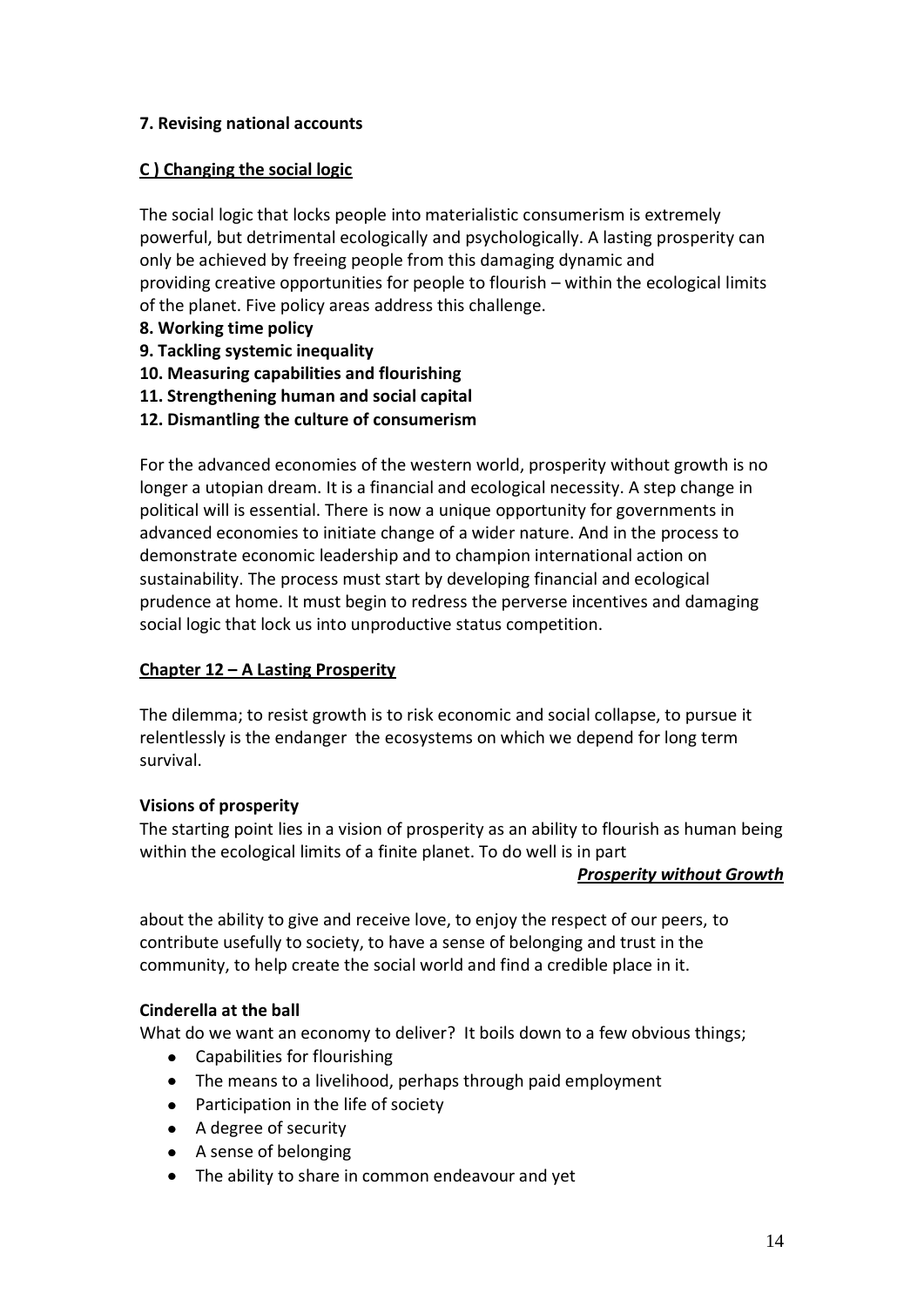**7. Revising national accounts**

**C ) Changing the social logic**

The social logic that locks people into materialistic consumerism is extremely powerful, but detrimental ecologically and psychologically. A lasting prosperity can only be achieved by freeing people from this damaging dynamic and providing creative opportunities for people to flourish – within the ecological limits of the planet. Five policy areas address this challenge.

**8. Working time policy**

**9. Tackling systemic inequality**

**10. Measuring capabilities and flourishing**

**11. Strengthening human and social capital**

**12. Dismantling the culture of consumerism**

For the advanced economies of the western world, prosperity without growth is no longer a utopian dream. It is a financial and ecological necessity. A step change in political will is essential. There is now a unique opportunity for governments in advanced economies to initiate change of a wider nature. And in the process to demonstrate economic leadership and to champion international action on sustainability. The process must start by developing financial and ecological prudence at home. It must begin to redress the perverse incentives and damaging social logic that lock us into unproductive status competition.

**Chapter 12 – A Lasting Prosperity**

The dilemma; to resist growth is to risk economic and social collapse, to pursue it relentlessly is the endanger the ecosystems on which we depend for long term survival.

**Visions of prosperity**

The starting point lies in a vision of prosperity as an ability to flourish as human being within the ecological limits of a finite planet. To do well is in part about the ability to give and receive love, to enjoy the respect of our peers, to contribute usefully to society, to have a sense of belonging and trust in the community, to help create the social world and find a credible place in it.

**Cinderella at the ball**

What do we want an economy to deliver? It boils down to a few obvious things;

- Capabilities for flourishing
- The means to a livelihood, perhaps through paid employment
- Participation in the life of society
- A degree of security
- A sense of belonging
- The ability to share in common endeavour and yet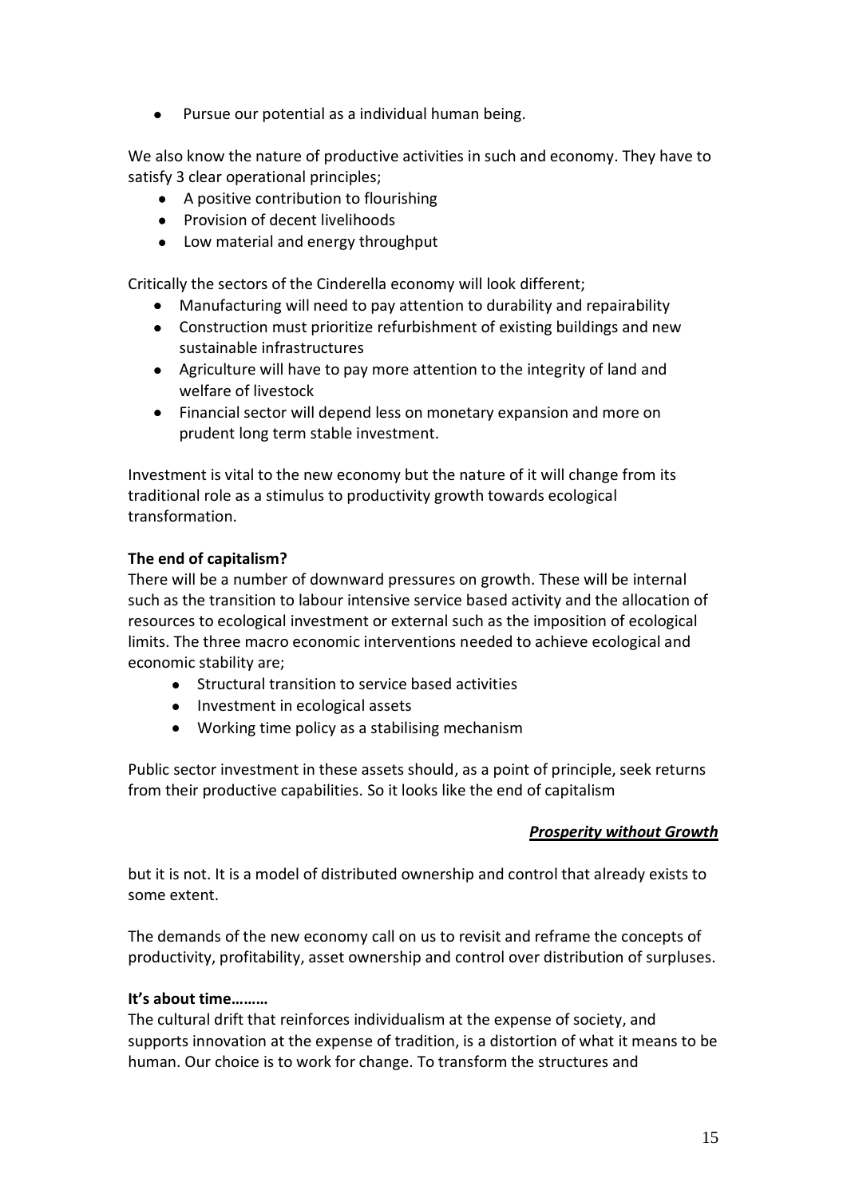- Pursue our potential as a individual human being.

We also know the nature of productive activities in such and economy. They have to satisfy 3 clear operational principles;

- A positive contribution to flourishing
- Provision of decent livelihoods
- Low material and energy throughput

Critically the sectors of the Cinderella economy will look different;

- Manufacturing will need to pay attention to durability and repairability
- Construction must prioritize refurbishment of existing buildings and new sustainable infrastructures
- Agriculture will have to pay more attention to the integrity of land and welfare of livestock
- Financial sector will depend less on monetary expansion and more on prudent long term stable investment.

Investment is vital to the new economy but the nature of it will change from its traditional role as a stimulus to productivity growth towards ecological transformation.

**The end of capitalism?**

There will be a number of downward pressures on growth. These will be internal such as the transition to labour intensive service based activity and the allocation of resources to ecological investment or external such as the imposition of ecological limits. The three macro economic interventions needed to achieve ecological and economic stability are;

- Structural transition to service based activities
- Investment in ecological assets
- Working time policy as a stabilising mechanism

Public sector investment in these assets should, as a point of principle, seek returns from their productive capabilities. So it looks like the end of capitalism

***Prosperity without Growth***

but it is not. It is a model of distributed ownership and control that already exists to some extent.

The demands of the new economy call on us to revisit and reframe the concepts of productivity, profitability, asset ownership and control over distribution of surpluses.

**It's about time………**

The cultural drift that reinforces individualism at the expense of society, and supports innovation at the expense of tradition, is a distortion of what it means to be human. Our choice is to work for change. To transform the structures and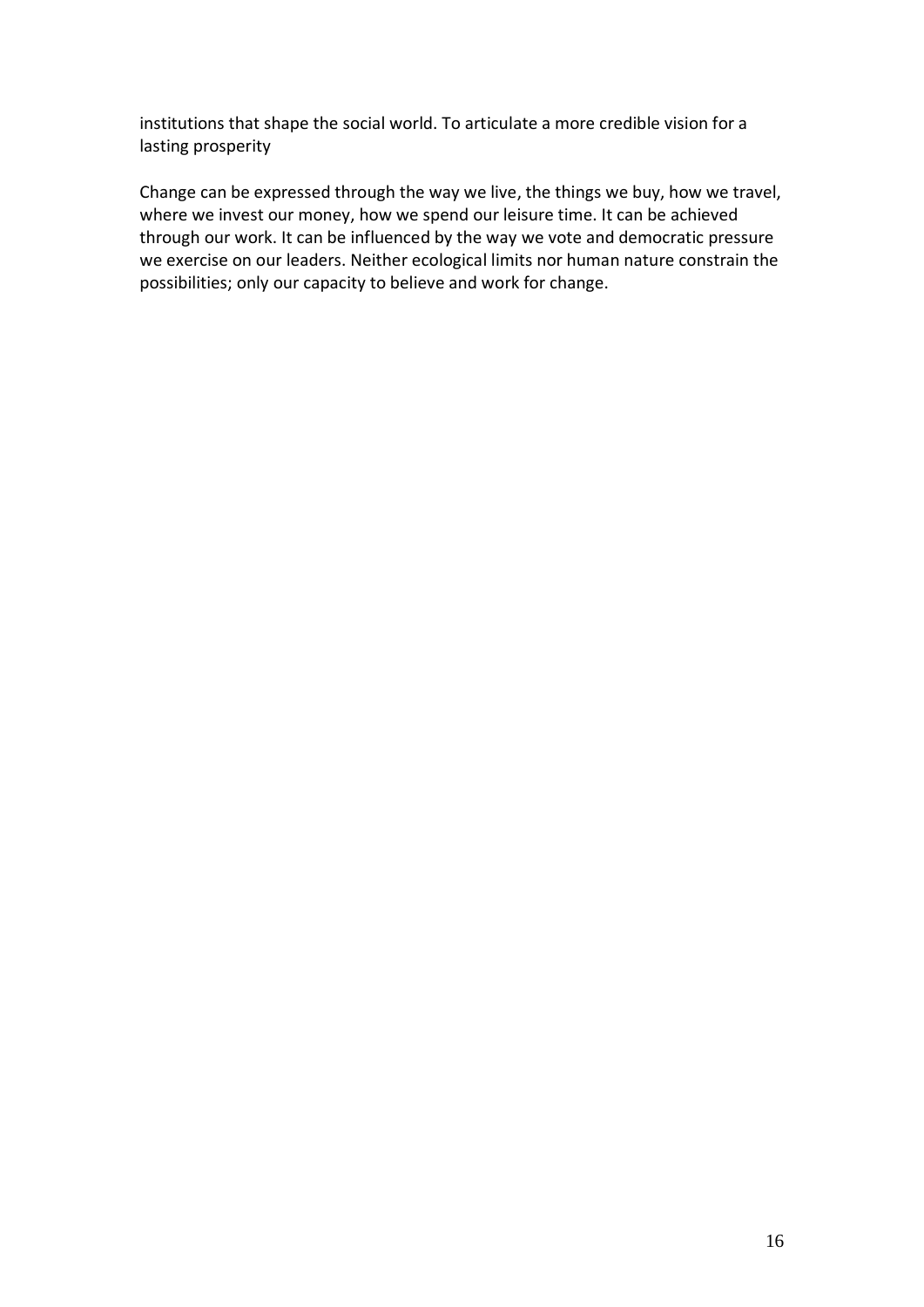institutions that shape the social world. To articulate a more credible vision for a lasting prosperity

Change can be expressed through the way we live, the things we buy, how we travel, where we invest our money, how we spend our leisure time. It can be achieved through our work. It can be influenced by the way we vote and democratic pressure we exercise on our leaders. Neither ecological limits nor human nature constrain the possibilities; only our capacity to believe and work for change.